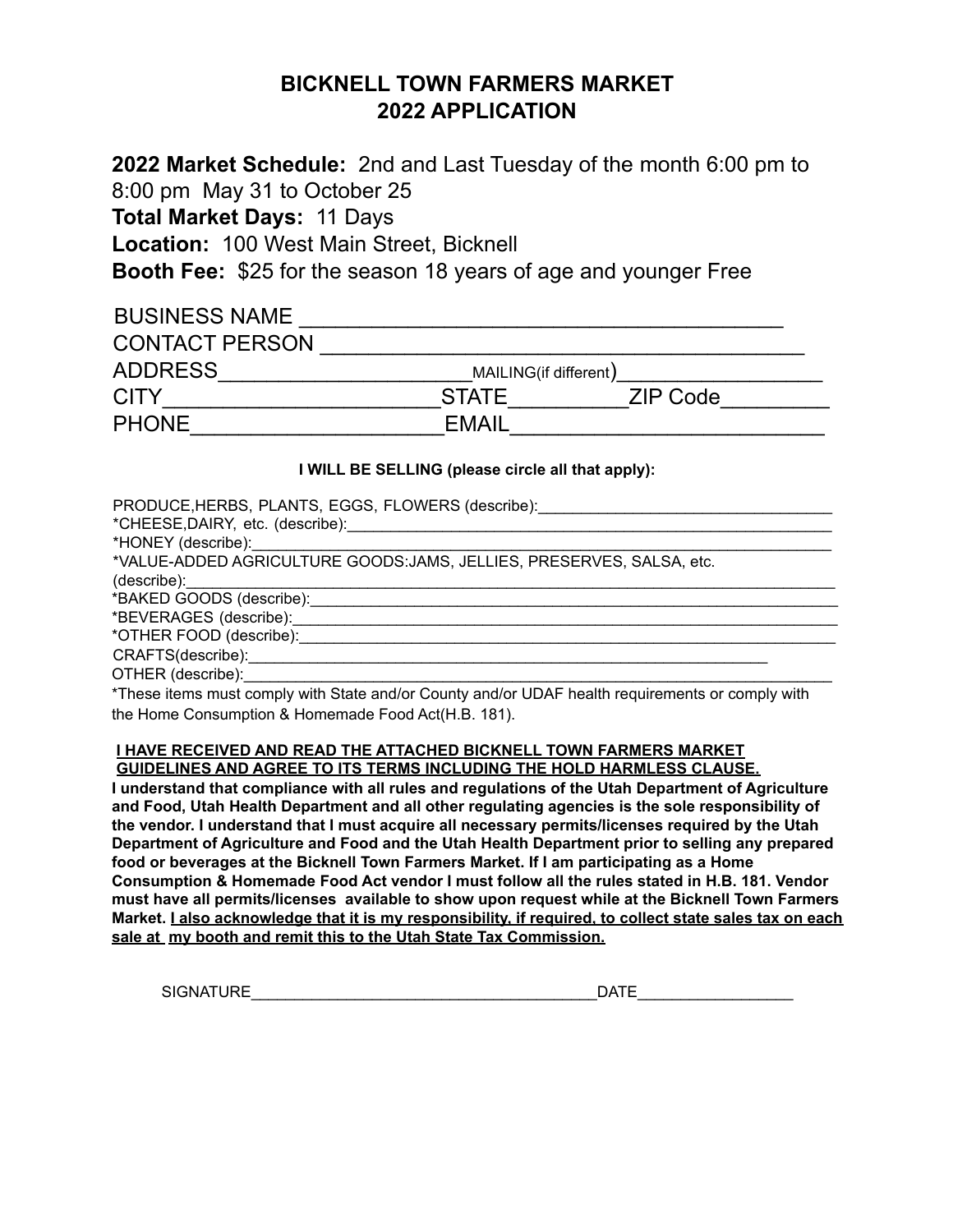# BICKNELL TOWN FARMERS MARKET
# 2022 APPLICATION

**2022 Market Schedule:** 2nd and Last Tuesday of the month 6:00 pm to 8:00 pm May 31 to October 25

**Total Market Days:** 11 Days

**Location:** 100 West Main Street, Bicknell

**Booth Fee:** $25 for the season 18 years of age and younger Free

BUSINESS NAME ______________________________________

CONTACT PERSON ______________________________________

ADDRESS_____________________ MAILING(if different)__________________

CITY______________________STATE_________ZIP Code_________

PHONE____________________EMAIL_________________________

**I WILL BE SELLING (please circle all that apply):**

PRODUCE,HERBS, PLANTS, EGGS, FLOWERS (describe):_________________________________

*CHEESE,DAIRY, etc. (describe):_________________________________________________________

*HONEY (describe):_________________________________________________________________

*VALUE-ADDED AGRICULTURE GOODS:JAMS, JELLIES, PRESERVES, SALSA, etc. (describe):________________________________________________________________________

*BAKED GOODS (describe):____________________________________________________________

*BEVERAGES (describe):______________________________________________________________

*OTHER FOOD (describe):_____________________________________________________________

CRAFTS(describe):________________________________________________________________

OTHER (describe):_________________________________________________________________

*These items must comply with State and/or County and/or UDAF health requirements or comply with the Home Consumption & Homemade Food Act(H.B. 181).

**I HAVE RECEIVED AND READ THE ATTACHED BICKNELL TOWN FARMERS MARKET GUIDELINES AND AGREE TO ITS TERMS INCLUDING THE HOLD HARMLESS CLAUSE.**

**I understand that compliance with all rules and regulations of the Utah Department of Agriculture and Food, Utah Health Department and all other regulating agencies is the sole responsibility of the vendor. I understand that I must acquire all necessary permits/licenses required by the Utah Department of Agriculture and Food and the Utah Health Department prior to selling any prepared food or beverages at the Bicknell Town Farmers Market. If I am participating as a Home Consumption & Homemade Food Act vendor I must follow all the rules stated in H.B. 181. Vendor must have all permits/licenses available to show upon request while at the Bicknell Town Farmers Market. I also acknowledge that it is my responsibility, if required, to collect state sales tax on each sale at my booth and remit this to the Utah State Tax Commission.**

SIGNATURE_______________________________________DATE_________________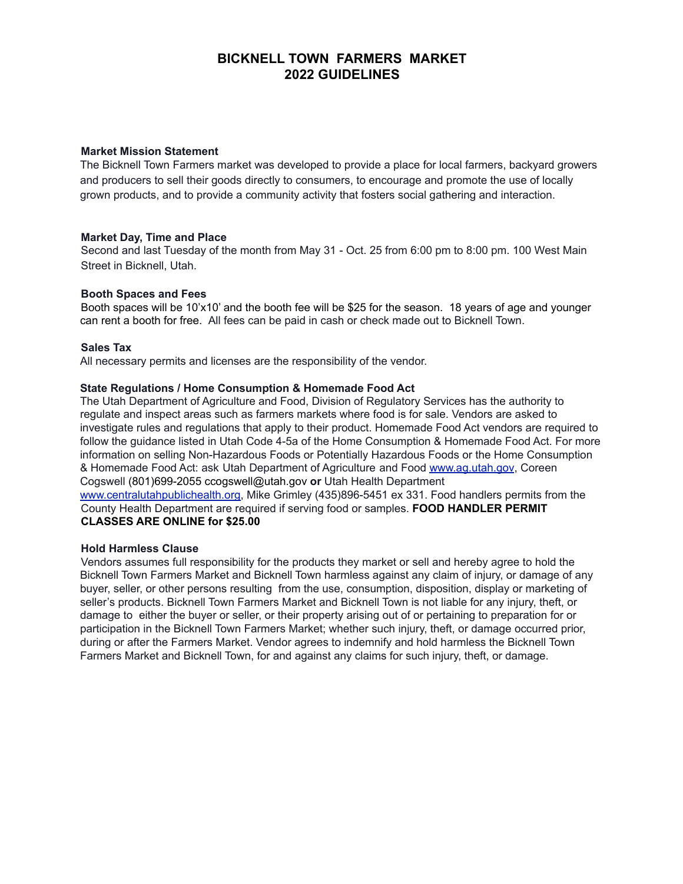# BICKNELL TOWN FARMERS MARKET
# 2022 GUIDELINES

**Market Mission Statement**

The Bicknell Town Farmers market was developed to provide a place for local farmers, backyard growers and producers to sell their goods directly to consumers, to encourage and promote the use of locally grown products, and to provide a community activity that fosters social gathering and interaction.

**Market Day, Time and Place**

Second and last Tuesday of the month from May 31 - Oct. 25 from 6:00 pm to 8:00 pm. 100 West Main Street in Bicknell, Utah.

**Booth Spaces and Fees**

Booth spaces will be 10'x10' and the booth fee will be $25 for the season. 18 years of age and younger can rent a booth for free. All fees can be paid in cash or check made out to Bicknell Town.

**Sales Tax**

All necessary permits and licenses are the responsibility of the vendor.

**State Regulations / Home Consumption & Homemade Food Act**

The Utah Department of Agriculture and Food, Division of Regulatory Services has the authority to regulate and inspect areas such as farmers markets where food is for sale. Vendors are asked to investigate rules and regulations that apply to their product. Homemade Food Act vendors are required to follow the guidance listed in Utah Code 4-5a of the Home Consumption & Homemade Food Act. For more information on selling Non-Hazardous Foods or Potentially Hazardous Foods or the Home Consumption & Homemade Food Act: ask Utah Department of Agriculture and Food www.ag.utah.gov, Coreen Cogswell (801)699-2055 ccogswell@utah.gov **or** Utah Health Department www.centralutahpublichealth.org, Mike Grimley (435)896-5451 ex 331. Food handlers permits from the County Health Department are required if serving food or samples. **FOOD HANDLER PERMIT CLASSES ARE ONLINE for $25.00**

**Hold Harmless Clause**

Vendors assumes full responsibility for the products they market or sell and hereby agree to hold the Bicknell Town Farmers Market and Bicknell Town harmless against any claim of injury, or damage of any buyer, seller, or other persons resulting from the use, consumption, disposition, display or marketing of seller's products. Bicknell Town Farmers Market and Bicknell Town is not liable for any injury, theft, or damage to either the buyer or seller, or their property arising out of or pertaining to preparation for or participation in the Bicknell Town Farmers Market; whether such injury, theft, or damage occurred prior, during or after the Farmers Market. Vendor agrees to indemnify and hold harmless the Bicknell Town Farmers Market and Bicknell Town, for and against any claims for such injury, theft, or damage.